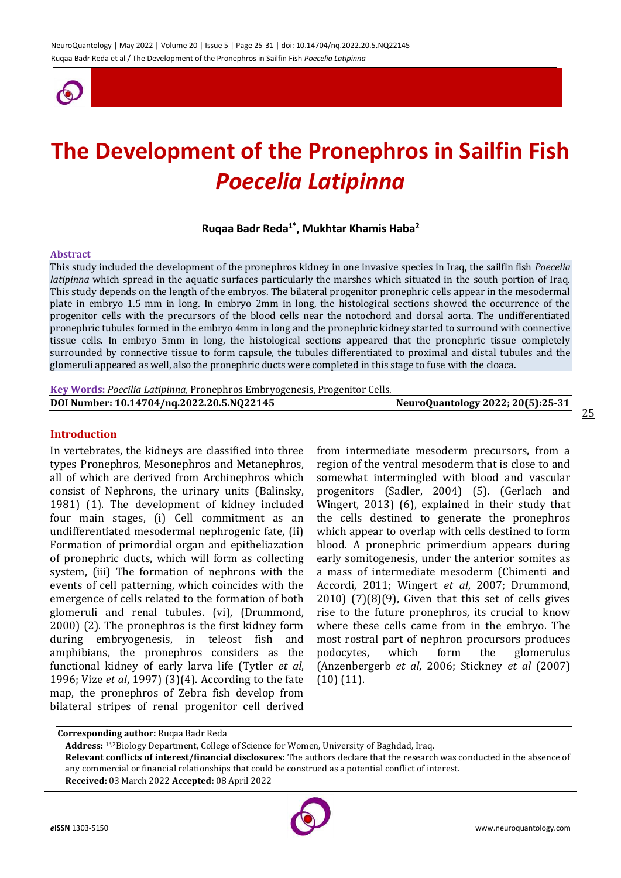# The Development of the Pronephros in Sailfin Fish *Poecelia Latipinna*

**Ruqaa Badr Reda[1*], Mukhtar Khamis Haba[2]**

### Abstract

This study included the development of the pronephros kidney in one invasive species in Iraq, the sailfin fish *Poecelia latipinna* which spread in the aquatic surfaces particularly the marshes which situated in the south portion of Iraq. This study depends on the length of the embryos. The bilateral progenitor pronephric cells appear in the mesodermal plate in embryo 1.5 mm in long. In embryo 2mm in long, the histological sections showed the occurrence of the progenitor cells with the precursors of the blood cells near the notochord and dorsal aorta. The undifferentiated pronephric tubules formed in the embryo 4mm in long and the pronephric kidney started to surround with connective tissue cells. In embryo 5mm in long, the histological sections appeared that the pronephric tissue completely surrounded by connective tissue to form capsule, the tubules differentiated to proximal and distal tubules and the glomeruli appeared as well, also the pronephric ducts were completed in this stage to fuse with the cloaca.

**Key Words:** *Poecilia Latipinna,* Pronephros Embryogenesis, Progenitor Cells.

**DOI Number: 10.14704/nq.2022.20.5.NQ22145** | **NeuroQuantology 2022; 20(5):25-31**

### Introduction

In vertebrates, the kidneys are classified into three types Pronephros, Mesonephros and Metanephros, all of which are derived from Archinephros which consist of Nephrons, the urinary units (Balinsky, 1981) (1). The development of kidney included four main stages, (i) Cell commitment as an undifferentiated mesodermal nephrogenic fate, (ii) Formation of primordial organ and epitheliazation of pronephric ducts, which will form as collecting system, (iii) The formation of nephrons with the events of cell patterning, which coincides with the emergence of cells related to the formation of both glomeruli and renal tubules. (vi), (Drummond, 2000) (2). The pronephros is the first kidney form during embryogenesis, in teleost fish and amphibians, the pronephros considers as the functional kidney of early larva life (Tytler *et al*, 1996; Vize *et al*, 1997) (3)(4). According to the fate map, the pronephros of Zebra fish develop from bilateral stripes of renal progenitor cell derived from intermediate mesoderm precursors, from a region of the ventral mesoderm that is close to and somewhat intermingled with blood and vascular progenitors (Sadler, 2004) (5). (Gerlach and Wingert, 2013) (6), explained in their study that the cells destined to generate the pronephros which appear to overlap with cells destined to form blood. A pronephric primerdium appears during early somitogenesis, under the anterior somites as a mass of intermediate mesoderm (Chimenti and Accordi, 2011; Wingert *et al*, 2007; Drummond, 2010) (7)(8)(9), Given that this set of cells gives rise to the future pronephros, its crucial to know where these cells came from in the embryo. The most rostral part of nephron procursors produces podocytes, which form the glomerulus (Anzenbergerb *et al*, 2006; Stickney *et al* (2007) (10) (11).

---

**Corresponding author:** Ruqaa Badr Reda

**Address:** [1*,2]Biology Department, College of Science for Women, University of Baghdad, Iraq.

**Relevant conflicts of interest/financial disclosures:** The authors declare that the research was conducted in the absence of any commercial or financial relationships that could be construed as a potential conflict of interest.

**Received:** 03 March 2022 **Accepted:** 08 April 2022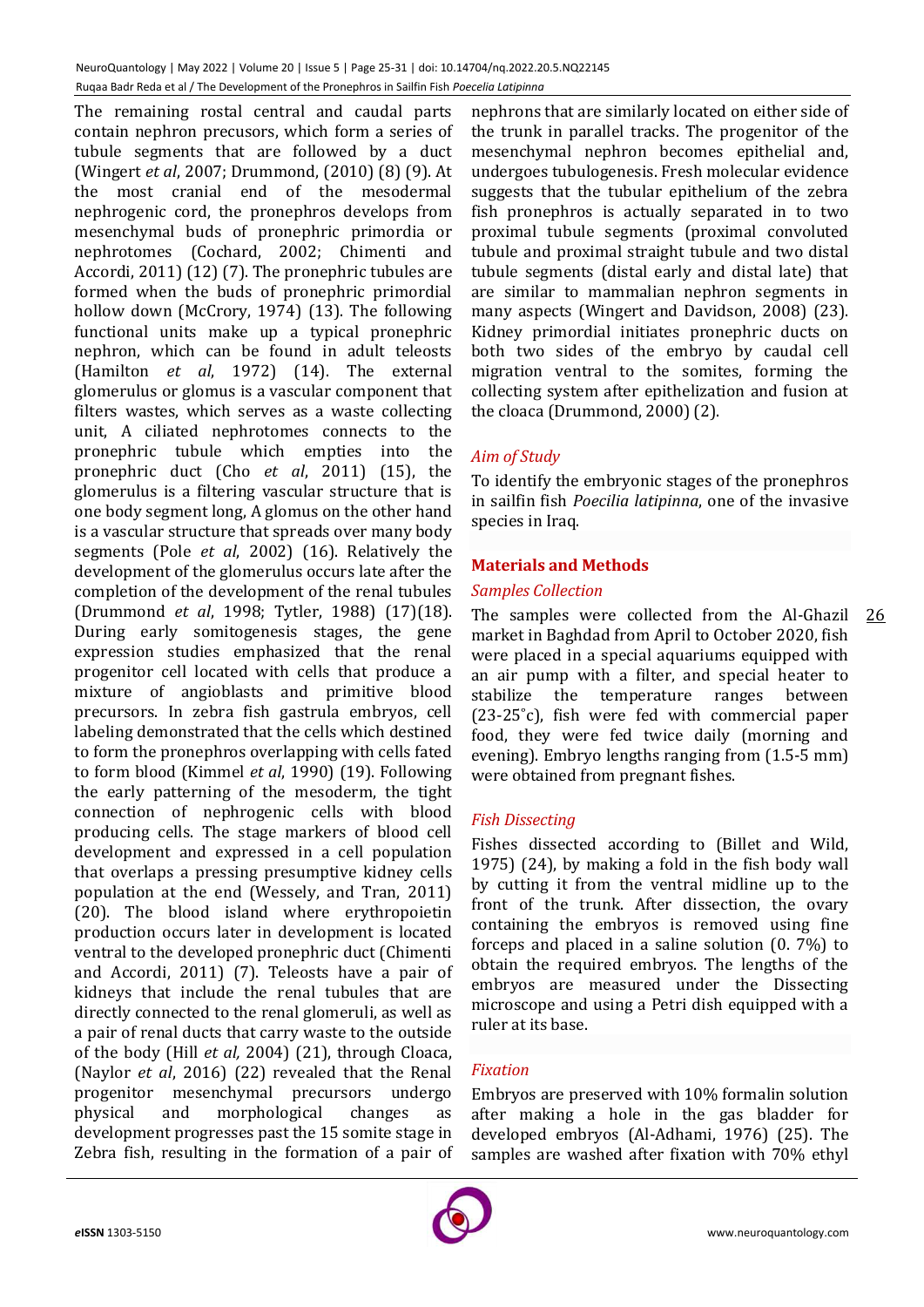The remaining rostal central and caudal parts contain nephron precusors, which form a series of tubule segments that are followed by a duct (Wingert *et al*, 2007; Drummond, (2010) (8) (9). At the most cranial end of the mesodermal nephrogenic cord, the pronephros develops from mesenchymal buds of pronephric primordia or nephrotomes (Cochard, 2002; Chimenti and Accordi, 2011) (12) (7). The pronephric tubules are formed when the buds of pronephric primordial hollow down (McCrory, 1974) (13). The following functional units make up a typical pronephric nephron, which can be found in adult teleosts (Hamilton *et al*, 1972) (14). The external glomerulus or glomus is a vascular component that filters wastes, which serves as a waste collecting unit, A ciliated nephrotomes connects to the pronephric tubule which empties into the pronephric duct (Cho *et al*, 2011) (15), the glomerulus is a filtering vascular structure that is one body segment long, A glomus on the other hand is a vascular structure that spreads over many body segments (Pole *et al*, 2002) (16). Relatively the development of the glomerulus occurs late after the completion of the development of the renal tubules (Drummond *et al*, 1998; Tytler, 1988) (17)(18). During early somitogenesis stages, the gene expression studies emphasized that the renal progenitor cell located with cells that produce a mixture of angioblasts and primitive blood precursors. In zebra fish gastrula embryos, cell labeling demonstrated that the cells which destined to form the pronephros overlapping with cells fated to form blood (Kimmel *et al*, 1990) (19). Following the early patterning of the mesoderm, the tight connection of nephrogenic cells with blood producing cells. The stage markers of blood cell development and expressed in a cell population that overlaps a pressing presumptive kidney cells population at the end (Wessely, and Tran, 2011) (20). The blood island where erythropoietin production occurs later in development is located ventral to the developed pronephric duct (Chimenti and Accordi, 2011) (7). Teleosts have a pair of kidneys that include the renal tubules that are directly connected to the renal glomeruli, as well as a pair of renal ducts that carry waste to the outside of the body (Hill *et al,* 2004) (21), through Cloaca, (Naylor *et al*, 2016) (22) revealed that the Renal progenitor mesenchymal precursors undergo physical and morphological changes as development progresses past the 15 somite stage in Zebra fish, resulting in the formation of a pair of nephrons that are similarly located on either side of the trunk in parallel tracks. The progenitor of the mesenchymal nephron becomes epithelial and, undergoes tubulogenesis. Fresh molecular evidence suggests that the tubular epithelium of the zebra fish pronephros is actually separated in to two proximal tubule segments (proximal convoluted tubule and proximal straight tubule and two distal tubule segments (distal early and distal late) that are similar to mammalian nephron segments in many aspects (Wingert and Davidson, 2008) (23). Kidney primordial initiates pronephric ducts on both two sides of the embryo by caudal cell migration ventral to the somites, forming the collecting system after epithelization and fusion at the cloaca (Drummond, 2000) (2).

## *Aim of Study*

To identify the embryonic stages of the pronephros in sailfin fish *Poecilia latipinna*, one of the invasive species in Iraq.

## Materials and Methods

### *Samples Collection*

The samples were collected from the Al-Ghazil market in Baghdad from April to October 2020, fish were placed in a special aquariums equipped with an air pump with a filter, and special heater to stabilize the temperature ranges between (23-25˚c), fish were fed with commercial paper food, they were fed twice daily (morning and evening). Embryo lengths ranging from (1.5-5 mm) were obtained from pregnant fishes.

### *Fish Dissecting*

Fishes dissected according to (Billet and Wild, 1975) (24), by making a fold in the fish body wall by cutting it from the ventral midline up to the front of the trunk. After dissection, the ovary containing the embryos is removed using fine forceps and placed in a saline solution (0. 7%) to obtain the required embryos. The lengths of the embryos are measured under the Dissecting microscope and using a Petri dish equipped with a ruler at its base.

### *Fixation*

Embryos are preserved with 10% formalin solution after making a hole in the gas bladder for developed embryos (Al-Adhami, 1976) (25). The samples are washed after fixation with 70% ethyl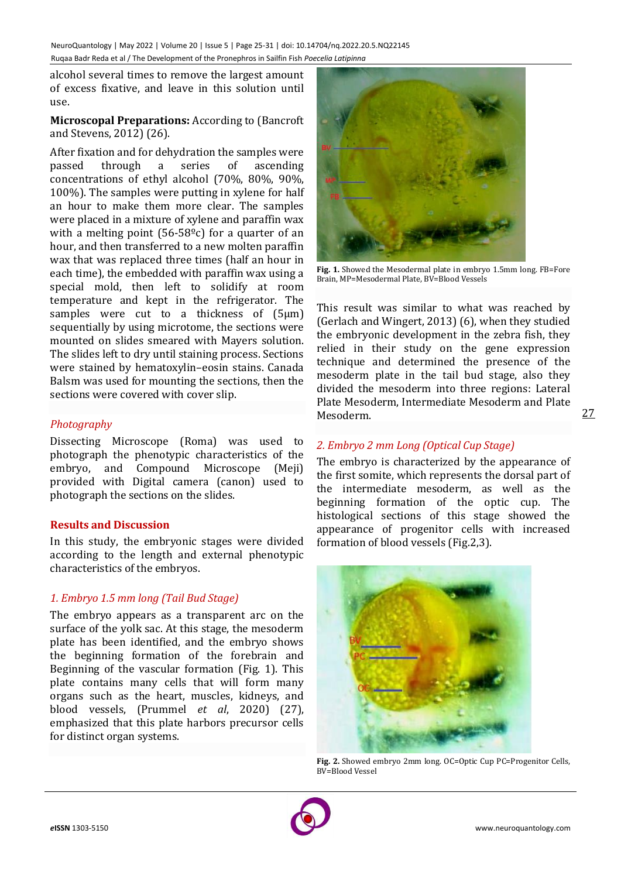alcohol several times to remove the largest amount of excess fixative, and leave in this solution until use.

**Microscopal Preparations:** According to (Bancroft and Stevens, 2012) (26).

After fixation and for dehydration the samples were passed through a series of ascending concentrations of ethyl alcohol (70%, 80%, 90%, 100%). The samples were putting in xylene for half an hour to make them more clear. The samples were placed in a mixture of xylene and paraffin wax with a melting point (56-58ºc) for a quarter of an hour, and then transferred to a new molten paraffin wax that was replaced three times (half an hour in each time), the embedded with paraffin wax using a special mold, then left to solidify at room temperature and kept in the refrigerator. The samples were cut to a thickness of (5μm) sequentially by using microtome, the sections were mounted on slides smeared with Mayers solution. The slides left to dry until staining process. Sections were stained by hematoxylin–eosin stains. Canada Balsm was used for mounting the sections, then the sections were covered with cover slip.

### *Photography*

Dissecting Microscope (Roma) was used to photograph the phenotypic characteristics of the embryo, and Compound Microscope (Meji) provided with Digital camera (canon) used to photograph the sections on the slides.

## Results and Discussion

In this study, the embryonic stages were divided according to the length and external phenotypic characteristics of the embryos.

### *1. Embryo 1.5 mm long (Tail Bud Stage)*

The embryo appears as a transparent arc on the surface of the yolk sac. At this stage, the mesoderm plate has been identified, and the embryo shows the beginning formation of the forebrain and Beginning of the vascular formation (Fig. 1). This plate contains many cells that will form many organs such as the heart, muscles, kidneys, and blood vessels, (Prummel *et al*, 2020) (27), emphasized that this plate harbors precursor cells for distinct organ systems.

**Fig. 1.** Showed the Mesodermal plate in embryo 1.5mm long. FB=Fore Brain, MP=Mesodermal Plate, BV=Blood Vessels

This result was similar to what was reached by (Gerlach and Wingert, 2013) (6), when they studied the embryonic development in the zebra fish, they relied in their study on the gene expression technique and determined the presence of the mesoderm plate in the tail bud stage, also they divided the mesoderm into three regions: Lateral Plate Mesoderm, Intermediate Mesoderm and Plate Mesoderm.

### *2. Embryo 2 mm Long (Optical Cup Stage)*

The embryo is characterized by the appearance of the first somite, which represents the dorsal part of the intermediate mesoderm, as well as the beginning formation of the optic cup. The histological sections of this stage showed the appearance of progenitor cells with increased formation of blood vessels (Fig.2,3).

**Fig. 2.** Showed embryo 2mm long. OC=Optic Cup PC=Progenitor Cells, BV=Blood Vessel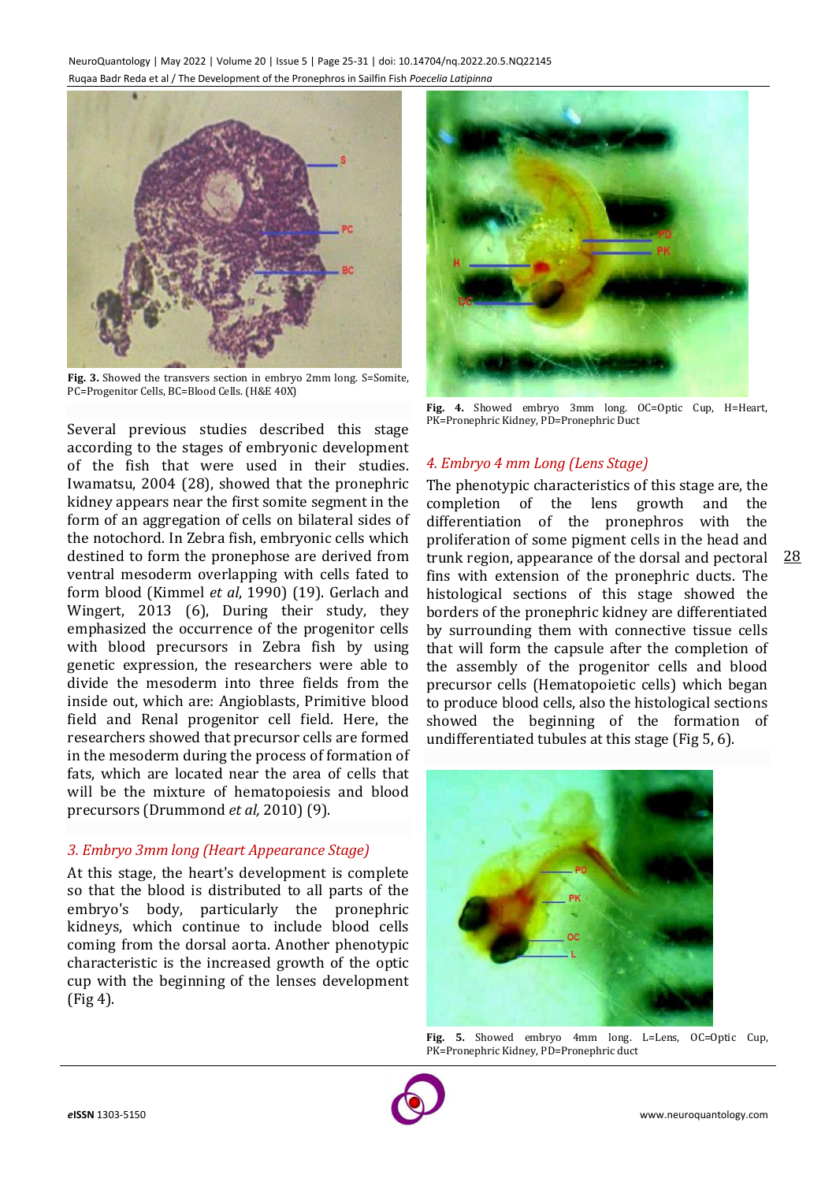Fig. 3. Showed the transvers section in embryo 2mm long. S=Somite, PC=Progenitor Cells, BC=Blood Cells. (H&E 40X)

Several previous studies described this stage according to the stages of embryonic development of the fish that were used in their studies. Iwamatsu, 2004 (28), showed that the pronephric kidney appears near the first somite segment in the form of an aggregation of cells on bilateral sides of the notochord. In Zebra fish, embryonic cells which destined to form the pronephose are derived from ventral mesoderm overlapping with cells fated to form blood (Kimmel *et al*, 1990) (19). Gerlach and Wingert, 2013 (6), During their study, they emphasized the occurrence of the progenitor cells with blood precursors in Zebra fish by using genetic expression, the researchers were able to divide the mesoderm into three fields from the inside out, which are: Angioblasts, Primitive blood field and Renal progenitor cell field. Here, the researchers showed that precursor cells are formed in the mesoderm during the process of formation of fats, which are located near the area of cells that will be the mixture of hematopoiesis and blood precursors (Drummond *et al,* 2010) (9).

### *3. Embryo 3mm long (Heart Appearance Stage)*

At this stage, the heart's development is complete so that the blood is distributed to all parts of the embryo's body, particularly the pronephric kidneys, which continue to include blood cells coming from the dorsal aorta. Another phenotypic characteristic is the increased growth of the optic cup with the beginning of the lenses development (Fig 4).

Fig. 4. Showed embryo 3mm long. OC=Optic Cup, H=Heart, PK=Pronephric Kidney, PD=Pronephric Duct

### *4. Embryo 4 mm Long (Lens Stage)*

The phenotypic characteristics of this stage are, the completion of the lens growth and the differentiation of the pronephros with the proliferation of some pigment cells in the head and trunk region, appearance of the dorsal and pectoral fins with extension of the pronephric ducts. The histological sections of this stage showed the borders of the pronephric kidney are differentiated by surrounding them with connective tissue cells that will form the capsule after the completion of the assembly of the progenitor cells and blood precursor cells (Hematopoietic cells) which began to produce blood cells, also the histological sections showed the beginning of the formation of undifferentiated tubules at this stage (Fig 5, 6).

Fig. 5. Showed embryo 4mm long. L=Lens, OC=Optic Cup, PK=Pronephric Kidney, PD=Pronephric duct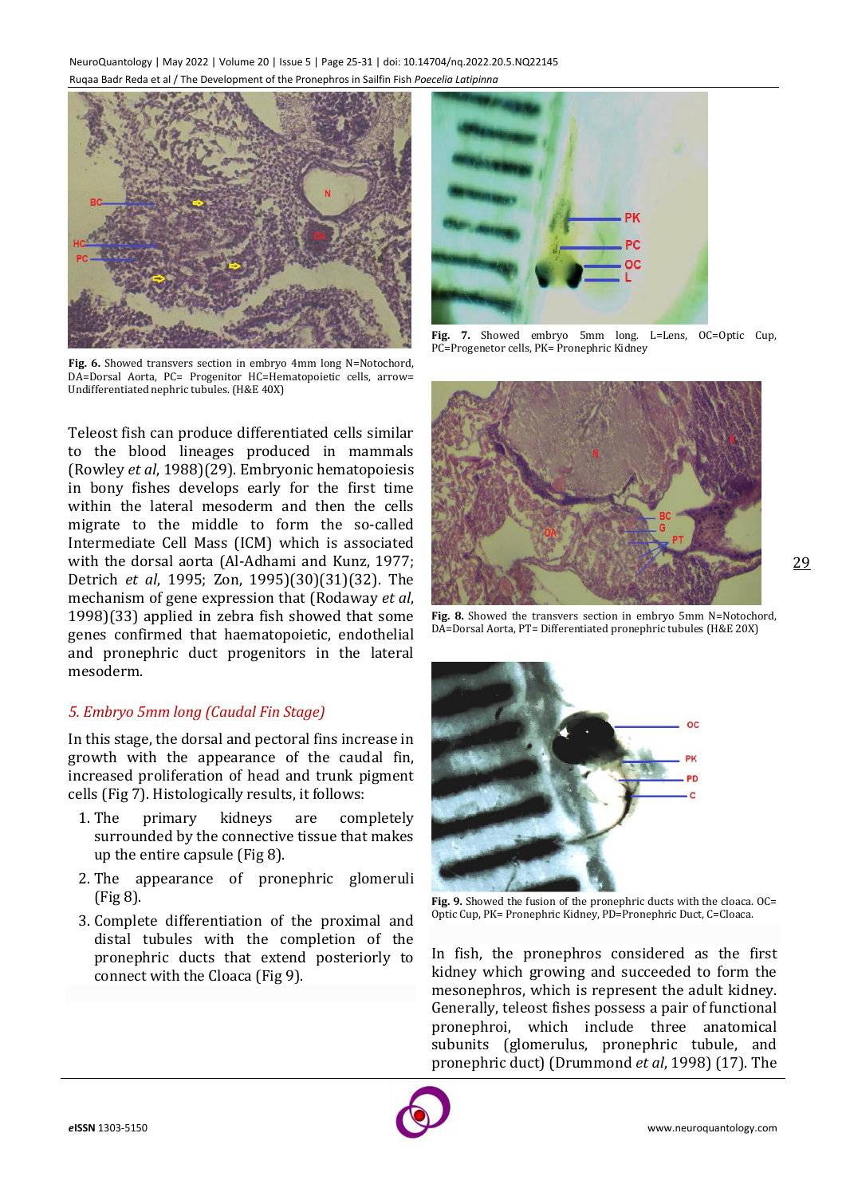**Fig. 6.** Showed transvers section in embryo 4mm long N=Notochord, DA=Dorsal Aorta, PC= Progenitor HC=Hematopoietic cells, arrow= Undifferentiated nephric tubules. (H&E 40X)

**Fig. 7.** Showed embryo 5mm long. L=Lens, OC=Optic Cup, PC=Progenator cells, PK= Pronephric Kidney

**Fig. 8.** Showed the transvers section in embryo 5mm N=Notochord, DA=Dorsal Aorta, PT= Differentiated pronephric tubules (H&E 20X)

**Fig. 9.** Showed the fusion of the pronephric ducts with the cloaca. OC= Optic Cup, PK= Pronephric Kidney, PD=Pronephric Duct, C=Cloaca.

Teleost fish can produce differentiated cells similar to the blood lineages produced in mammals (Rowley *et al*, 1988)(29). Embryonic hematopoiesis in bony fishes develops early for the first time within the lateral mesoderm and then the cells migrate to the middle to form the so-called Intermediate Cell Mass (ICM) which is associated with the dorsal aorta (Al-Adhami and Kunz, 1977; Detrich *et al*, 1995; Zon, 1995)(30)(31)(32). The mechanism of gene expression that (Rodaway *et al*, 1998)(33) applied in zebra fish showed that some genes confirmed that haematopoietic, endothelial and pronephric duct progenitors in the lateral mesoderm.

### *5. Embryo 5mm long (Caudal Fin Stage)*

In this stage, the dorsal and pectoral fins increase in growth with the appearance of the caudal fin, increased proliferation of head and trunk pigment cells (Fig 7). Histologically results, it follows:

1. The primary kidneys are completely surrounded by the connective tissue that makes up the entire capsule (Fig 8).
2. The appearance of pronephric glomeruli (Fig 8).
3. Complete differentiation of the proximal and distal tubules with the completion of the pronephric ducts that extend posteriorly to connect with the Cloaca (Fig 9).

In fish, the pronephros considered as the first kidney which growing and succeeded to form the mesonephros, which is represent the adult kidney. Generally, teleost fishes possess a pair of functional pronephroi, which include three anatomical subunits (glomerulus, pronephric tubule, and pronephric duct) (Drummond *et al*, 1998) (17). The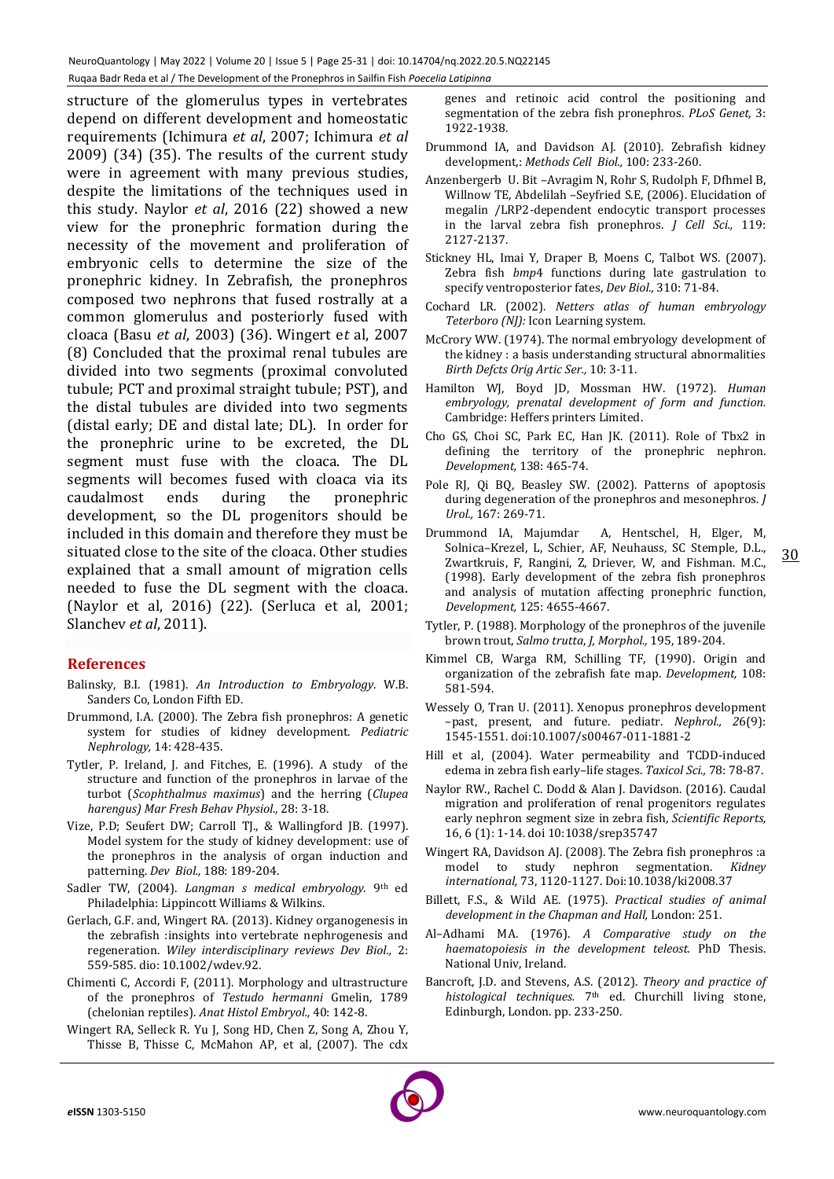structure of the glomerulus types in vertebrates depend on different development and homeostatic requirements (Ichimura *et al*, 2007; Ichimura *et al* 2009) (34) (35). The results of the current study were in agreement with many previous studies, despite the limitations of the techniques used in this study. Naylor *et al*, 2016 (22) showed a new view for the pronephric formation during the necessity of the movement and proliferation of embryonic cells to determine the size of the pronephric kidney. In Zebrafish, the pronephros composed two nephrons that fused rostrally at a common glomerulus and posteriorly fused with cloaca (Basu *et al*, 2003) (36). Wingert e*t* al, 2007 (8) Concluded that the proximal renal tubules are divided into two segments (proximal convoluted tubule; PCT and proximal straight tubule; PST), and the distal tubules are divided into two segments (distal early; DE and distal late; DL). In order for the pronephric urine to be excreted, the DL segment must fuse with the cloaca. The DL segments will becomes fused with cloaca via its caudalmost ends during the pronephric development, so the DL progenitors should be included in this domain and therefore they must be situated close to the site of the cloaca. Other studies explained that a small amount of migration cells needed to fuse the DL segment with the cloaca. (Naylor et al, 2016) (22). (Serluca et al, 2001; Slanchev *et al*, 2011).

## References

- Balinsky, B.I. (1981). *An Introduction to Embryology*. W.B. Sanders Co, London Fifth ED.
- Drummond, I.A. (2000). The Zebra fish pronephros: A genetic system for studies of kidney development. *Pediatric Nephrology,* 14: 428-435.
- Tytler, P. Ireland, J. and Fitches, E. (1996). A study of the structure and function of the pronephros in larvae of the turbot (*Scophthalmus maximus*) and the herring (*Clupea harengus) Mar Fresh Behav Physiol.,* 28: 3-18.
- Vize, P.D; Seufert DW; Carroll TJ., & Wallingford JB. (1997). Model system for the study of kidney development: use of the pronephros in the analysis of organ induction and patterning. *Dev Biol.,* 188: 189-204.
- Sadler TW, (2004). *Langman s medical embryology.* 9th ed Philadelphia: Lippincott Williams & Wilkins.
- Gerlach, G.F. and, Wingert RA. (2013). Kidney organogenesis in the zebrafish :insights into vertebrate nephrogenesis and regeneration. *Wiley interdisciplinary reviews Dev Biol.,* 2: 559-585. dio: 10.1002/wdev.92.
- Chimenti C, Accordi F, (2011). Morphology and ultrastructure of the pronephros of *Testudo hermanni* Gmelin, 1789 (chelonian reptiles). *Anat Histol Embryol.,* 40: 142-8.
- Wingert RA, Selleck R. Yu J, Song HD, Chen Z, Song A, Zhou Y, Thisse B, Thisse C, McMahon AP, et al, (2007). The cdx genes and retinoic acid control the positioning and segmentation of the zebra fish pronephros. *PLoS Genet,* 3: 1922-1938.
- Drummond IA, and Davidson AJ. (2010). Zebrafish kidney development,: *Methods Cell Biol.,* 100: 233-260.
- Anzenbergerb U. Bit –Avragim N, Rohr S, Rudolph F, Dfhmel B, Willnow TE, Abdelilah –Seyfried S.E, (2006). Elucidation of megalin /LRP2-dependent endocytic transport processes in the larval zebra fish pronephros. *J Cell Sci.,* 119: 2127-2137.
- Stickney HL, Imai Y, Draper B, Moens C, Talbot WS. (2007). Zebra fish *bmp*4 functions during late gastrulation to specify ventroposterior fates, *Dev Biol.,* 310: 71-84.
- Cochard LR. (2002). *Netters atlas of human embryology Teterboro (NJ):* Icon Learning system.
- McCrory WW. (1974). The normal embryology development of the kidney : a basis understanding structural abnormalities *Birth Defcts Orig Artic Ser.,* 10: 3-11.
- Hamilton WJ, Boyd JD, Mossman HW. (1972). *Human embryology, prenatal development of form and function.* Cambridge: Heffers printers Limited.
- Cho GS, Choi SC, Park EC, Han JK. (2011). Role of Tbx2 in defining the territory of the pronephric nephron. *Development,* 138: 465-74.
- Pole RJ, Qi BQ, Beasley SW. (2002). Patterns of apoptosis during degeneration of the pronephros and mesonephros. *J Urol.,* 167: 269-71.
- Drummond IA, Majumdar A, Hentschel, H, Elger, M, Solnica–Krezel, L, Schier, AF, Neuhauss, SC Stemple, D.L., Zwartkruis, F, Rangini, Z, Driever, W, and Fishman. M.C., (1998). Early development of the zebra fish pronephros and analysis of mutation affecting pronephric function, *Development,* 125: 4655-4667.
- Tytler, P. (1988). Morphology of the pronephros of the juvenile brown trout, *Salmo trutta*, *J, Morphol.,* 195, 189-204.
- Kimmel CB, Warga RM, Schilling TF, (1990). Origin and organization of the zebrafish fate map. *Development,* 108: 581-594.
- Wessely O, Tran U. (2011). Xenopus pronephros development –past, present, and future. pediatr. *Nephrol., 2*6(9): 1545-1551. doi:10.1007/s00467-011-1881-2
- Hill et al, (2004). Water permeability and TCDD-induced edema in zebra fish early–life stages. *Taxicol Sci.,* 78: 78-87.
- Naylor RW., Rachel C. Dodd & Alan J. Davidson. (2016). Caudal migration and proliferation of renal progenitors regulates early nephron segment size in zebra fish, *Scientific Reports,* 16, 6 (1): 1-14. doi 10:1038/srep35747
- Wingert RA, Davidson AJ. (2008). The Zebra fish pronephros :a model to study nephron segmentation. *Kidney international,* 73, 1120-1127. Doi:10.1038/ki2008.37
- Billett, F.S., & Wild AE. (1975). *Practical studies of animal development in the Chapman and Hall,* London: 251.
- Al–Adhami MA. (1976). *A Comparative study on the haematopoiesis in the development teleost.* PhD Thesis. National Univ, Ireland.
- Bancroft, J.D. and Stevens, A.S. (2012). *Theory and practice of histological techniques.* 7th ed. Churchill living stone, Edinburgh, London. pp. 233-250.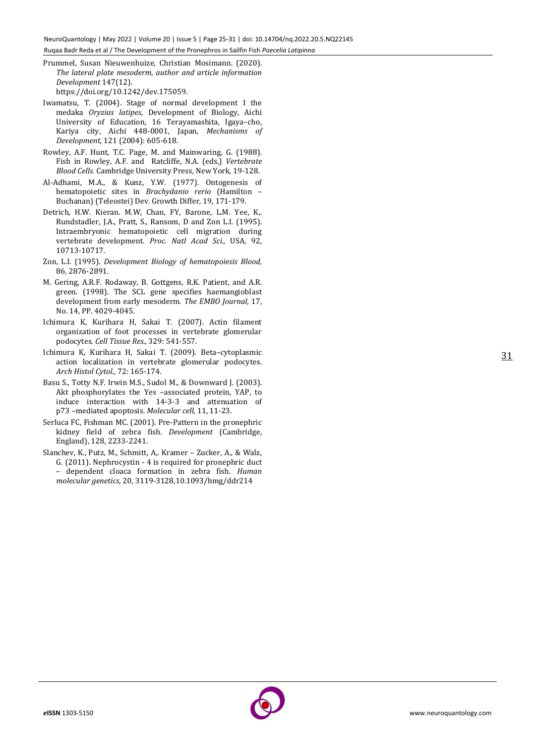Prummel, Susan Nieuwenhuize, Christian Mosimann. (2020). *The lateral plate mesoderm, author and article information Development* 147(12). https://doi.org/10.1242/dev.175059.

Iwamatsu, T. (2004). Stage of normal development I the medaka *Oryzias latipes*, Development of Biology, Aichi University of Education, 16 Terayamashita, Igaya–cho, Kariya city, Aichi 448-0001, Japan, *Mechanisms of Development,* 121 (2004): 605-618.

Rowley, A.F. Hunt, T.C. Page, M. and Mainwaring, G. (1988). Fish in Rowley, A.F. and Ratcliffe, N.A. (eds,) *Vertebrate Blood Cells.* Cambridge University Press, New York, 19-128.

Al-Adhami, M.A., & Kunz, Y.W. (1977). Ontogenesis of hematopoietic sites in *Brachydanio rerio* (Hamilton – Buchanan) (Teleostei) Dev. Growth Differ, 19, 171-179.

Detrich, H.W. Kieran. M.W, Chan, FY, Barone, L.M. Yee, K,. Rundstadler, J.A., Pratt, S., Ransom, D and Zon L.I. (1995). Intraembryonic hematopoietic cell migration during vertebrate development. *Proc. Natl Acad Sci.,* USA, 92, 10713-10717.

Zon, L.I. (1995). *Development Biology of hematopoiesis Blood,* 86, 2876-2891.

M. Gering, A.R.F. Rodaway, B. Gottgens, R.K. Patient, and A.R. green. (1998). The SCL gene specifies haemangioblast development from early mesoderm. *The EMBO Journal,* 17, No. 14, PP. 4029-4045.

Ichimura K, Kurihara H, Sakai T. (2007). Actin filament organization of foot processes in vertebrate glomerular podocytes. *Cell Tissue Res.,* 329: 541-557.

Ichimura K, Kurihara H, Sakai T. (2009). Beta–cytoplasmic action localization in vertebrate glomerular podocytes. *Arch Histol Cytol.,* 72: 165-174.

Basu S., Totty N.F. Irwin M.S., Sudol M., & Downward J. (2003). Akt phosphorylates the Yes –associated protein, YAP, to induce interaction with 14-3-3 and attenuation of p73 –mediated apoptosis. *Molecular cell,* 11, 11-23.

Serluca FC, Fishman MC. (2001). Pre-Pattern in the pronephric kidney field of zebra fish. *Development* (Cambridge, England), 128, 2233-2241.

Slanchev, K., Putz, M., Schmitt, A,. Kramer – Zucker, A., & Walz, G. (2011). Nephrocystin - 4 is required for pronephric duct – dependent cloaca formation in zebra fish. *Human molecular genetics,* 20, 3119-3128,10.1093/hmg/ddr214